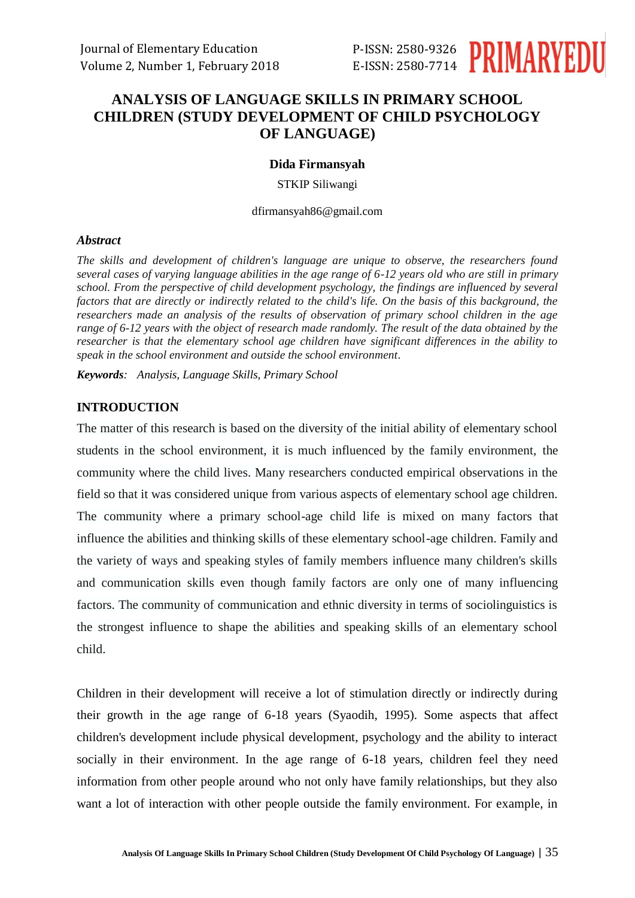# ANALYSIS OF LANGUAGE SKILLS IN PRIMARY SCHOOL CHILDREN (STUDY DEVELOPMENT OF CHILD PSYCHOLOGY OF LANGUAGE)

**Dida Firmansyah**

STKIP Siliwangi

dfirmansyah86@gmail.com

***Abstract***

*The skills and development of children's language are unique to observe, the researchers found several cases of varying language abilities in the age range of 6-12 years old who are still in primary school. From the perspective of child development psychology, the findings are influenced by several factors that are directly or indirectly related to the child's life. On the basis of this background, the researchers made an analysis of the results of observation of primary school children in the age range of 6-12 years with the object of research made randomly. The result of the data obtained by the researcher is that the elementary school age children have significant differences in the ability to speak in the school environment and outside the school environment.*

***Keywords****: Analysis, Language Skills, Primary School*

## INTRODUCTION

The matter of this research is based on the diversity of the initial ability of elementary school students in the school environment, it is much influenced by the family environment, the community where the child lives. Many researchers conducted empirical observations in the field so that it was considered unique from various aspects of elementary school age children. The community where a primary school-age child life is mixed on many factors that influence the abilities and thinking skills of these elementary school-age children. Family and the variety of ways and speaking styles of family members influence many children's skills and communication skills even though family factors are only one of many influencing factors. The community of communication and ethnic diversity in terms of sociolinguistics is the strongest influence to shape the abilities and speaking skills of an elementary school child.

Children in their development will receive a lot of stimulation directly or indirectly during their growth in the age range of 6-18 years (Syaodih, 1995). Some aspects that affect children's development include physical development, psychology and the ability to interact socially in their environment. In the age range of 6-18 years, children feel they need information from other people around who not only have family relationships, but they also want a lot of interaction with other people outside the family environment. For example, in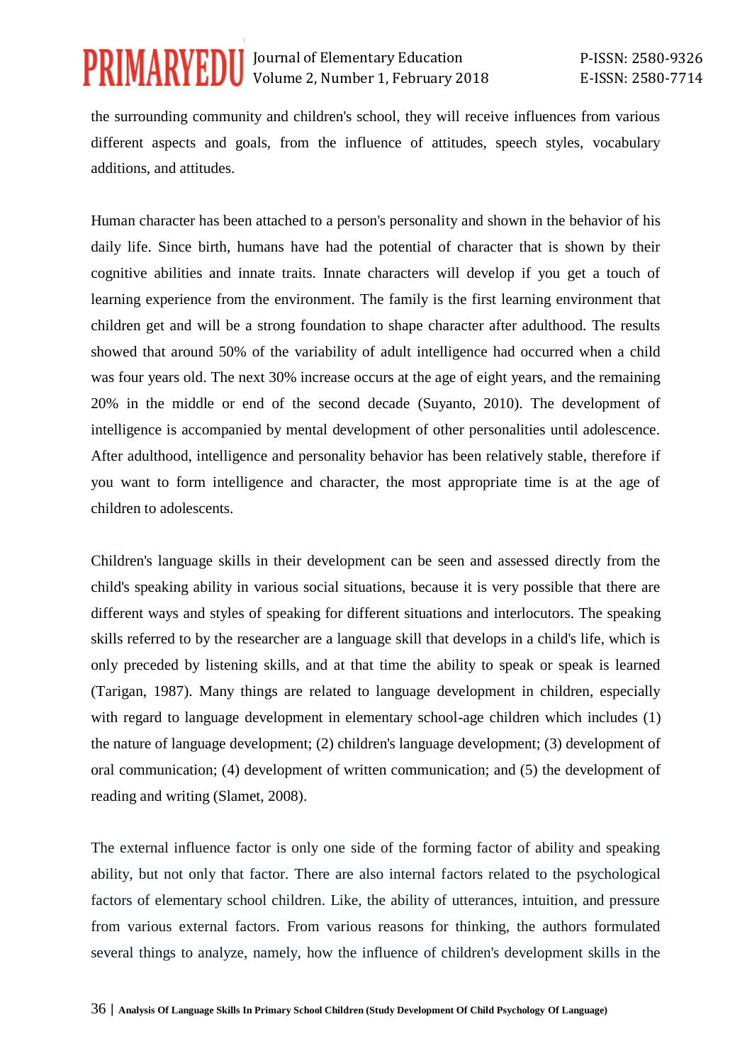the surrounding community and children's school, they will receive influences from various different aspects and goals, from the influence of attitudes, speech styles, vocabulary additions, and attitudes.

Human character has been attached to a person's personality and shown in the behavior of his daily life. Since birth, humans have had the potential of character that is shown by their cognitive abilities and innate traits. Innate characters will develop if you get a touch of learning experience from the environment. The family is the first learning environment that children get and will be a strong foundation to shape character after adulthood. The results showed that around 50% of the variability of adult intelligence had occurred when a child was four years old. The next 30% increase occurs at the age of eight years, and the remaining 20% in the middle or end of the second decade (Suyanto, 2010). The development of intelligence is accompanied by mental development of other personalities until adolescence. After adulthood, intelligence and personality behavior has been relatively stable, therefore if you want to form intelligence and character, the most appropriate time is at the age of children to adolescents.

Children's language skills in their development can be seen and assessed directly from the child's speaking ability in various social situations, because it is very possible that there are different ways and styles of speaking for different situations and interlocutors. The speaking skills referred to by the researcher are a language skill that develops in a child's life, which is only preceded by listening skills, and at that time the ability to speak or speak is learned (Tarigan, 1987). Many things are related to language development in children, especially with regard to language development in elementary school-age children which includes (1) the nature of language development; (2) children's language development; (3) development of oral communication; (4) development of written communication; and (5) the development of reading and writing (Slamet, 2008).

The external influence factor is only one side of the forming factor of ability and speaking ability, but not only that factor. There are also internal factors related to the psychological factors of elementary school children. Like, the ability of utterances, intuition, and pressure from various external factors. From various reasons for thinking, the authors formulated several things to analyze, namely, how the influence of children's development skills in the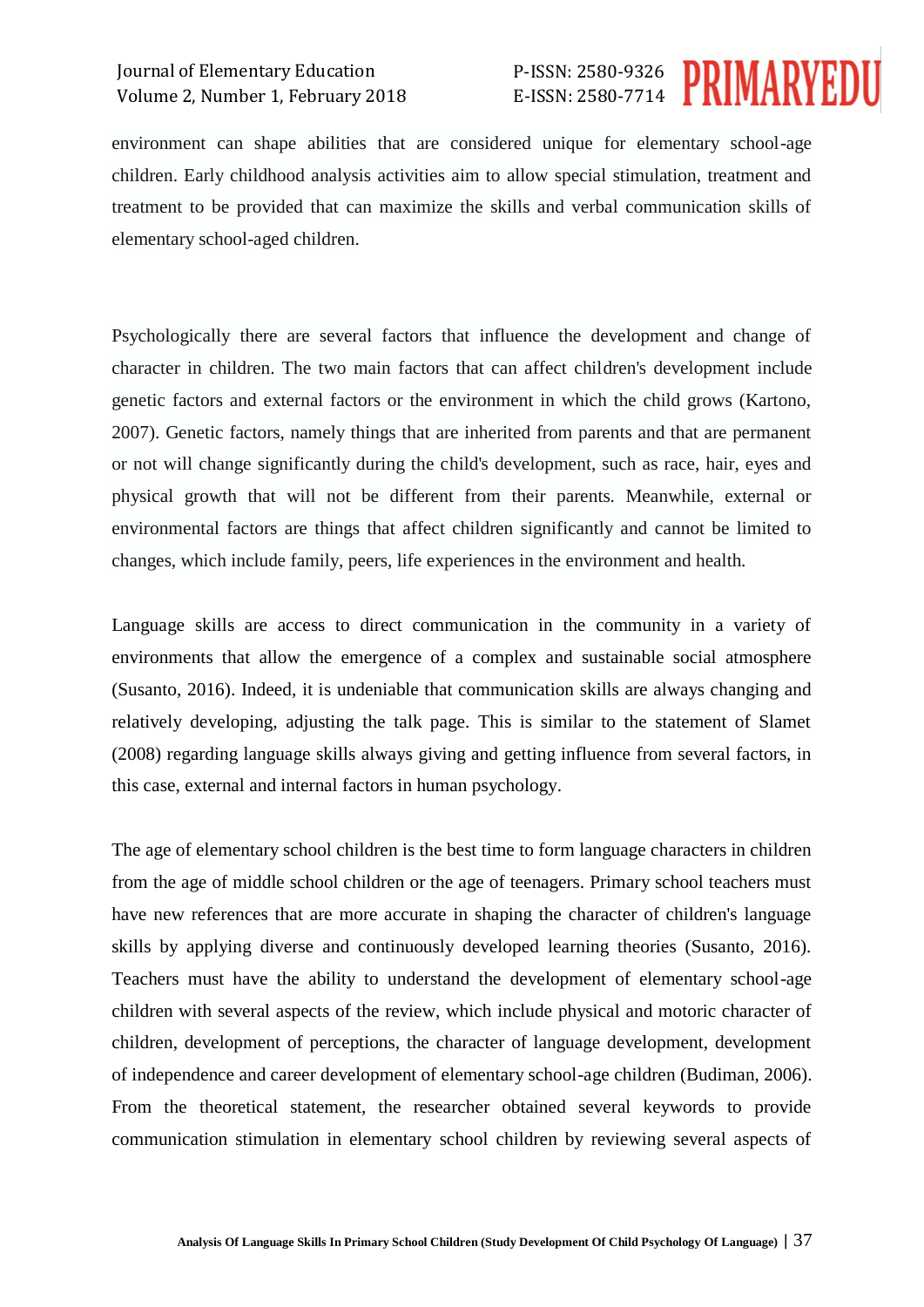environment can shape abilities that are considered unique for elementary school-age children. Early childhood analysis activities aim to allow special stimulation, treatment and treatment to be provided that can maximize the skills and verbal communication skills of elementary school-aged children.

Psychologically there are several factors that influence the development and change of character in children. The two main factors that can affect children's development include genetic factors and external factors or the environment in which the child grows (Kartono, 2007). Genetic factors, namely things that are inherited from parents and that are permanent or not will change significantly during the child's development, such as race, hair, eyes and physical growth that will not be different from their parents. Meanwhile, external or environmental factors are things that affect children significantly and cannot be limited to changes, which include family, peers, life experiences in the environment and health.

Language skills are access to direct communication in the community in a variety of environments that allow the emergence of a complex and sustainable social atmosphere (Susanto, 2016). Indeed, it is undeniable that communication skills are always changing and relatively developing, adjusting the talk page. This is similar to the statement of Slamet (2008) regarding language skills always giving and getting influence from several factors, in this case, external and internal factors in human psychology.

The age of elementary school children is the best time to form language characters in children from the age of middle school children or the age of teenagers. Primary school teachers must have new references that are more accurate in shaping the character of children's language skills by applying diverse and continuously developed learning theories (Susanto, 2016). Teachers must have the ability to understand the development of elementary school-age children with several aspects of the review, which include physical and motoric character of children, development of perceptions, the character of language development, development of independence and career development of elementary school-age children (Budiman, 2006). From the theoretical statement, the researcher obtained several keywords to provide communication stimulation in elementary school children by reviewing several aspects of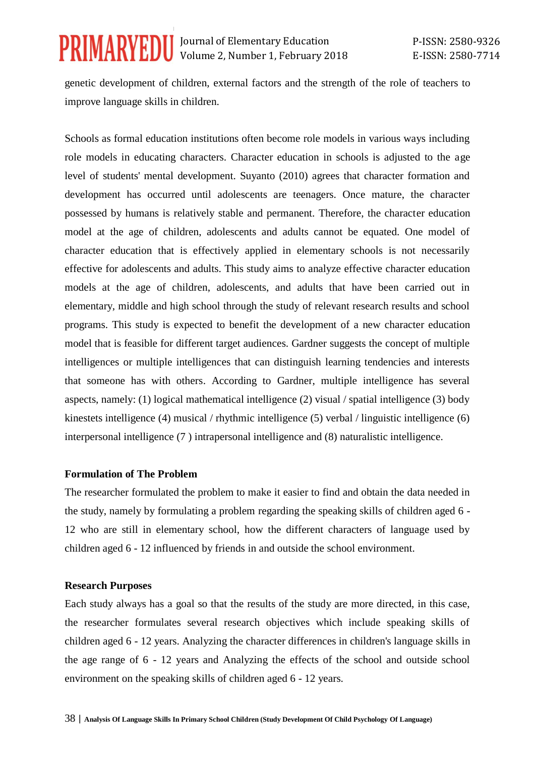genetic development of children, external factors and the strength of the role of teachers to improve language skills in children.

Schools as formal education institutions often become role models in various ways including role models in educating characters. Character education in schools is adjusted to the age level of students' mental development. Suyanto (2010) agrees that character formation and development has occurred until adolescents are teenagers. Once mature, the character possessed by humans is relatively stable and permanent. Therefore, the character education model at the age of children, adolescents and adults cannot be equated. One model of character education that is effectively applied in elementary schools is not necessarily effective for adolescents and adults. This study aims to analyze effective character education models at the age of children, adolescents, and adults that have been carried out in elementary, middle and high school through the study of relevant research results and school programs. This study is expected to benefit the development of a new character education model that is feasible for different target audiences. Gardner suggests the concept of multiple intelligences or multiple intelligences that can distinguish learning tendencies and interests that someone has with others. According to Gardner, multiple intelligence has several aspects, namely: (1) logical mathematical intelligence (2) visual / spatial intelligence (3) body kinestets intelligence (4) musical / rhythmic intelligence (5) verbal / linguistic intelligence (6) interpersonal intelligence (7 ) intrapersonal intelligence and (8) naturalistic intelligence.

**Formulation of The Problem**

The researcher formulated the problem to make it easier to find and obtain the data needed in the study, namely by formulating a problem regarding the speaking skills of children aged 6 - 12 who are still in elementary school, how the different characters of language used by children aged 6 - 12 influenced by friends in and outside the school environment.

**Research Purposes**

Each study always has a goal so that the results of the study are more directed, in this case, the researcher formulates several research objectives which include speaking skills of children aged 6 - 12 years. Analyzing the character differences in children's language skills in the age range of 6 - 12 years and Analyzing the effects of the school and outside school environment on the speaking skills of children aged 6 - 12 years.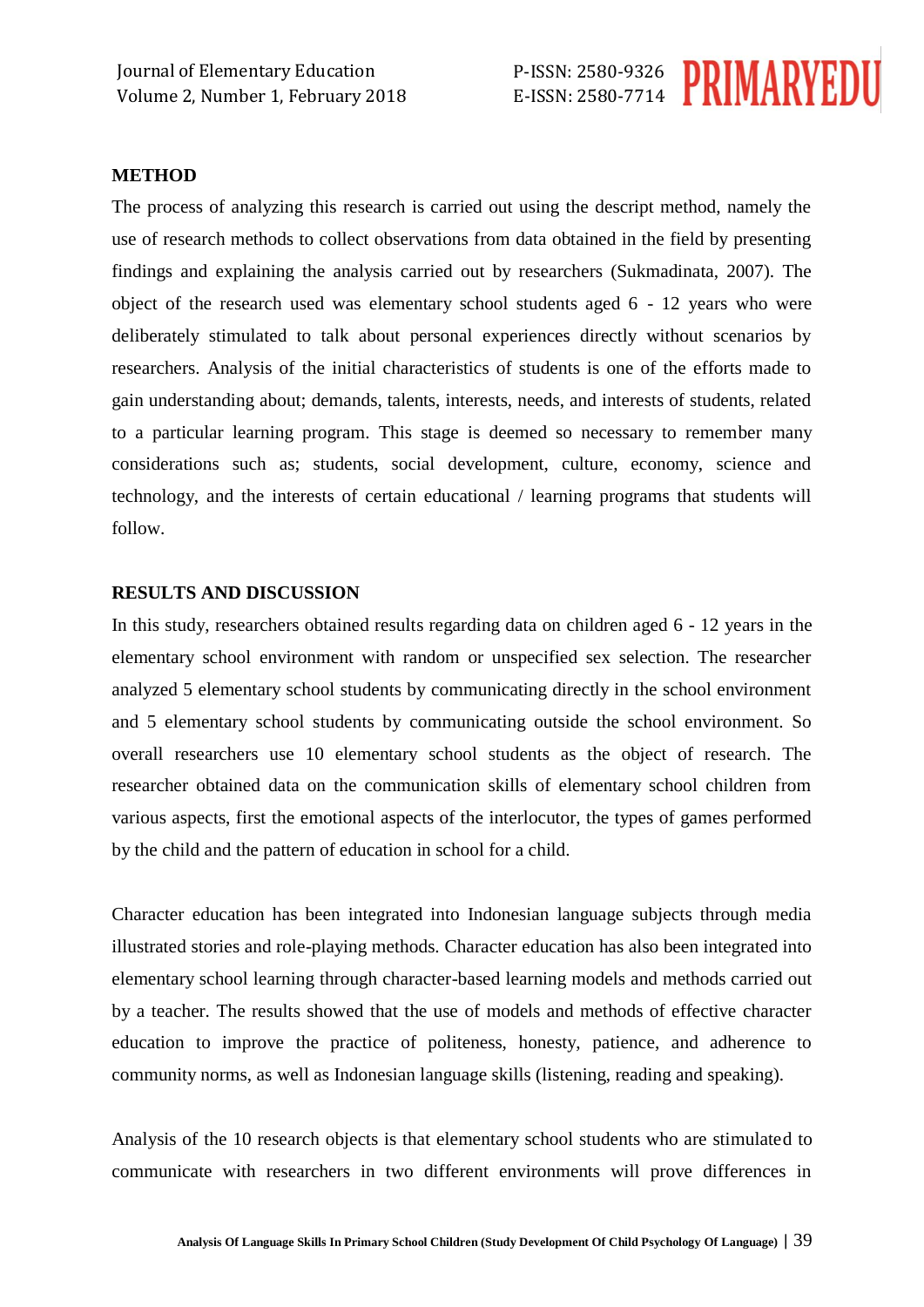## METHOD

The process of analyzing this research is carried out using the descript method, namely the use of research methods to collect observations from data obtained in the field by presenting findings and explaining the analysis carried out by researchers (Sukmadinata, 2007). The object of the research used was elementary school students aged 6 - 12 years who were deliberately stimulated to talk about personal experiences directly without scenarios by researchers. Analysis of the initial characteristics of students is one of the efforts made to gain understanding about; demands, talents, interests, needs, and interests of students, related to a particular learning program. This stage is deemed so necessary to remember many considerations such as; students, social development, culture, economy, science and technology, and the interests of certain educational / learning programs that students will follow.

## RESULTS AND DISCUSSION

In this study, researchers obtained results regarding data on children aged 6 - 12 years in the elementary school environment with random or unspecified sex selection. The researcher analyzed 5 elementary school students by communicating directly in the school environment and 5 elementary school students by communicating outside the school environment. So overall researchers use 10 elementary school students as the object of research. The researcher obtained data on the communication skills of elementary school children from various aspects, first the emotional aspects of the interlocutor, the types of games performed by the child and the pattern of education in school for a child.

Character education has been integrated into Indonesian language subjects through media illustrated stories and role-playing methods. Character education has also been integrated into elementary school learning through character-based learning models and methods carried out by a teacher. The results showed that the use of models and methods of effective character education to improve the practice of politeness, honesty, patience, and adherence to community norms, as well as Indonesian language skills (listening, reading and speaking).

Analysis of the 10 research objects is that elementary school students who are stimulated to communicate with researchers in two different environments will prove differences in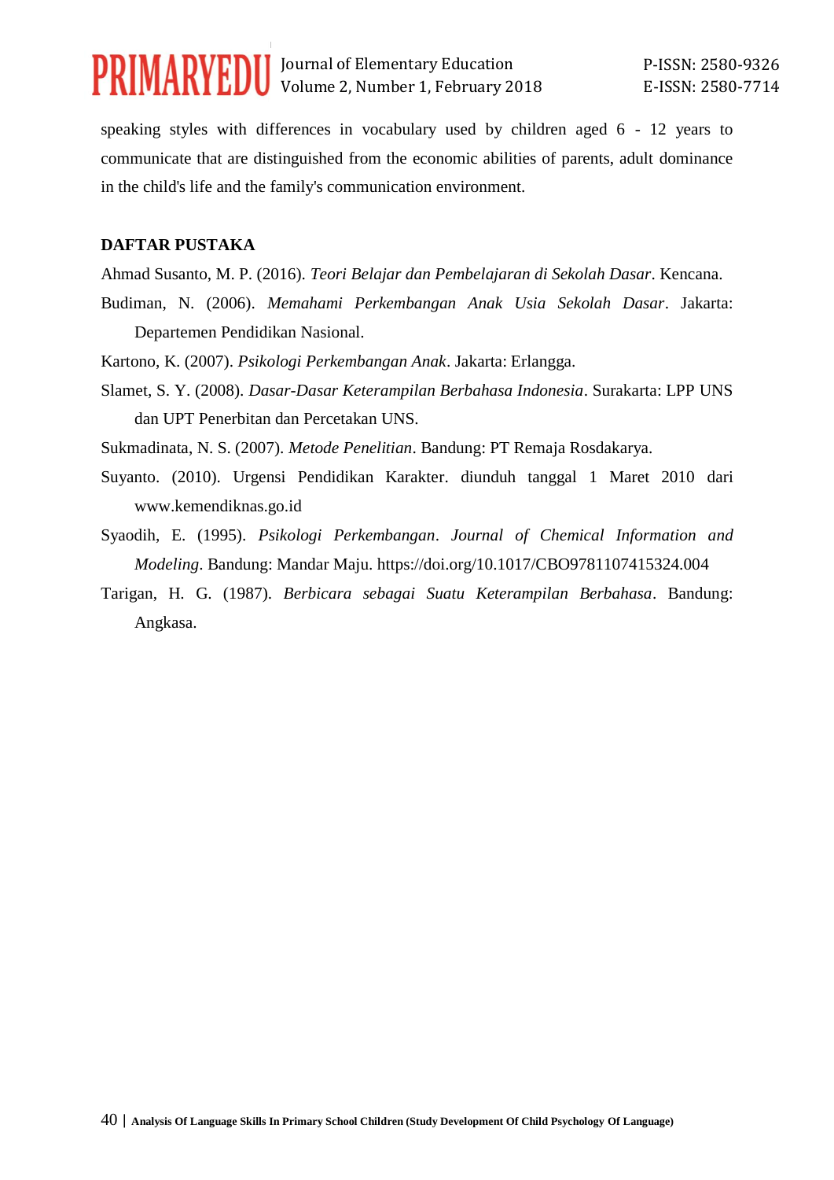speaking styles with differences in vocabulary used by children aged 6 - 12 years to communicate that are distinguished from the economic abilities of parents, adult dominance in the child's life and the family's communication environment.

## DAFTAR PUSTAKA

Ahmad Susanto, M. P. (2016). *Teori Belajar dan Pembelajaran di Sekolah Dasar*. Kencana.

Budiman, N. (2006). *Memahami Perkembangan Anak Usia Sekolah Dasar*. Jakarta: Departemen Pendidikan Nasional.

Kartono, K. (2007). *Psikologi Perkembangan Anak*. Jakarta: Erlangga.

Slamet, S. Y. (2008). *Dasar-Dasar Keterampilan Berbahasa Indonesia*. Surakarta: LPP UNS dan UPT Penerbitan dan Percetakan UNS.

Sukmadinata, N. S. (2007). *Metode Penelitian*. Bandung: PT Remaja Rosdakarya.

Suyanto. (2010). Urgensi Pendidikan Karakter. diunduh tanggal 1 Maret 2010 dari www.kemendiknas.go.id

Syaodih, E. (1995). *Psikologi Perkembangan*. *Journal of Chemical Information and Modeling*. Bandung: Mandar Maju. https://doi.org/10.1017/CBO9781107415324.004

Tarigan, H. G. (1987). *Berbicara sebagai Suatu Keterampilan Berbahasa*. Bandung: Angkasa.